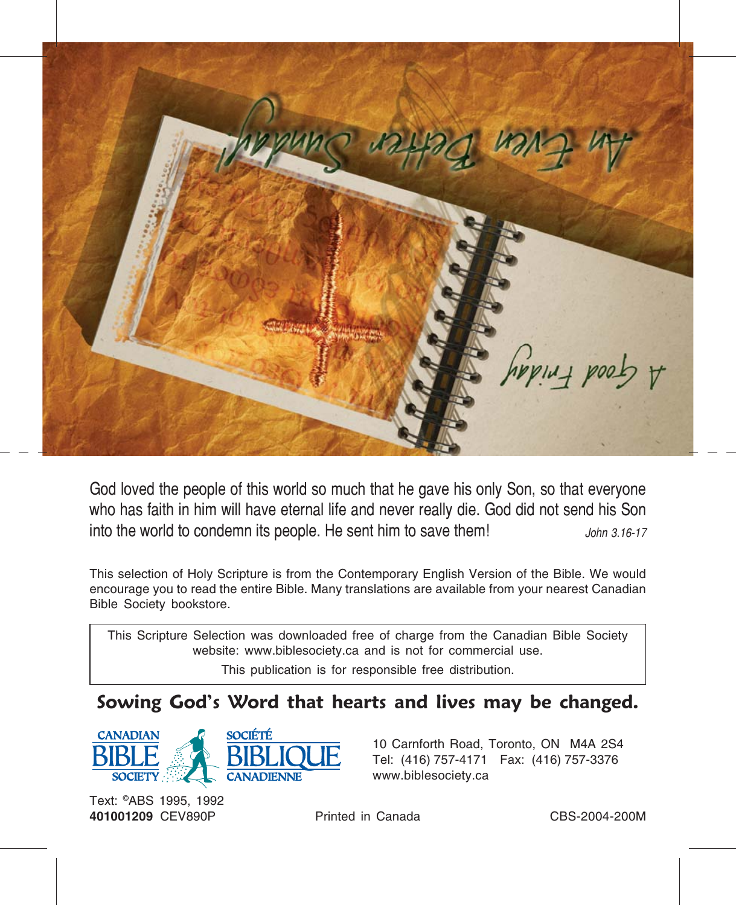An Even Better Sunday!

A Good Friday

God loved the people of this world so much that he gave his only Son, so that everyone who has faith in him will have eternal life and never really die. God did not send his Son into the world to condemn its people. He sent him to save them! *John 3.16-17*

This selection of Holy Scripture is from the Contemporary English Version of the Bible. We would encourage you to read the entire Bible. Many translations are available from your nearest Canadian Bible Society bookstore.

This Scripture Selection was downloaded free of charge from the Canadian Bible Society website: www.biblesociety.ca and is not for commercial use.

This publication is for responsible free distribution.

**Sowing God's Word that hearts and lives may be changed.**

CANADIAN BIBLE SOCIETY — SOCIÉTÉ BIBLIQUE CANADIENNE

10 Carnforth Road, Toronto, ON M4A 2S4
Tel: (416) 757-4171 Fax: (416) 757-3376
www.biblesociety.ca

Text: ©ABS 1995, 1992
**401001209** CEV890P

Printed in Canada

CBS-2004-200M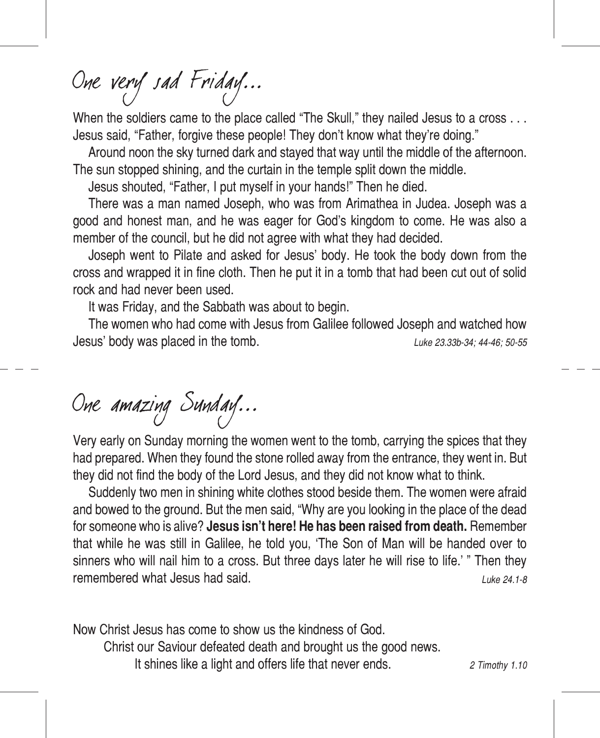# One very sad Friday...

When the soldiers came to the place called "The Skull," they nailed Jesus to a cross . . . Jesus said, "Father, forgive these people! They don't know what they're doing."

Around noon the sky turned dark and stayed that way until the middle of the afternoon. The sun stopped shining, and the curtain in the temple split down the middle.

Jesus shouted, "Father, I put myself in your hands!" Then he died.

There was a man named Joseph, who was from Arimathea in Judea. Joseph was a good and honest man, and he was eager for God's kingdom to come. He was also a member of the council, but he did not agree with what they had decided.

Joseph went to Pilate and asked for Jesus' body. He took the body down from the cross and wrapped it in fine cloth. Then he put it in a tomb that had been cut out of solid rock and had never been used.

It was Friday, and the Sabbath was about to begin.

The women who had come with Jesus from Galilee followed Joseph and watched how Jesus' body was placed in the tomb. *Luke 23.33b-34; 44-46; 50-55*

# One amazing Sunday...

Very early on Sunday morning the women went to the tomb, carrying the spices that they had prepared. When they found the stone rolled away from the entrance, they went in. But they did not find the body of the Lord Jesus, and they did not know what to think.

Suddenly two men in shining white clothes stood beside them. The women were afraid and bowed to the ground. But the men said, "Why are you looking in the place of the dead for someone who is alive? **Jesus isn't here! He has been raised from death.** Remember that while he was still in Galilee, he told you, 'The Son of Man will be handed over to sinners who will nail him to a cross. But three days later he will rise to life.' " Then they remembered what Jesus had said. *Luke 24.1-8*

Now Christ Jesus has come to show us the kindness of God.
Christ our Saviour defeated death and brought us the good news.
It shines like a light and offers life that never ends. *2 Timothy 1.10*